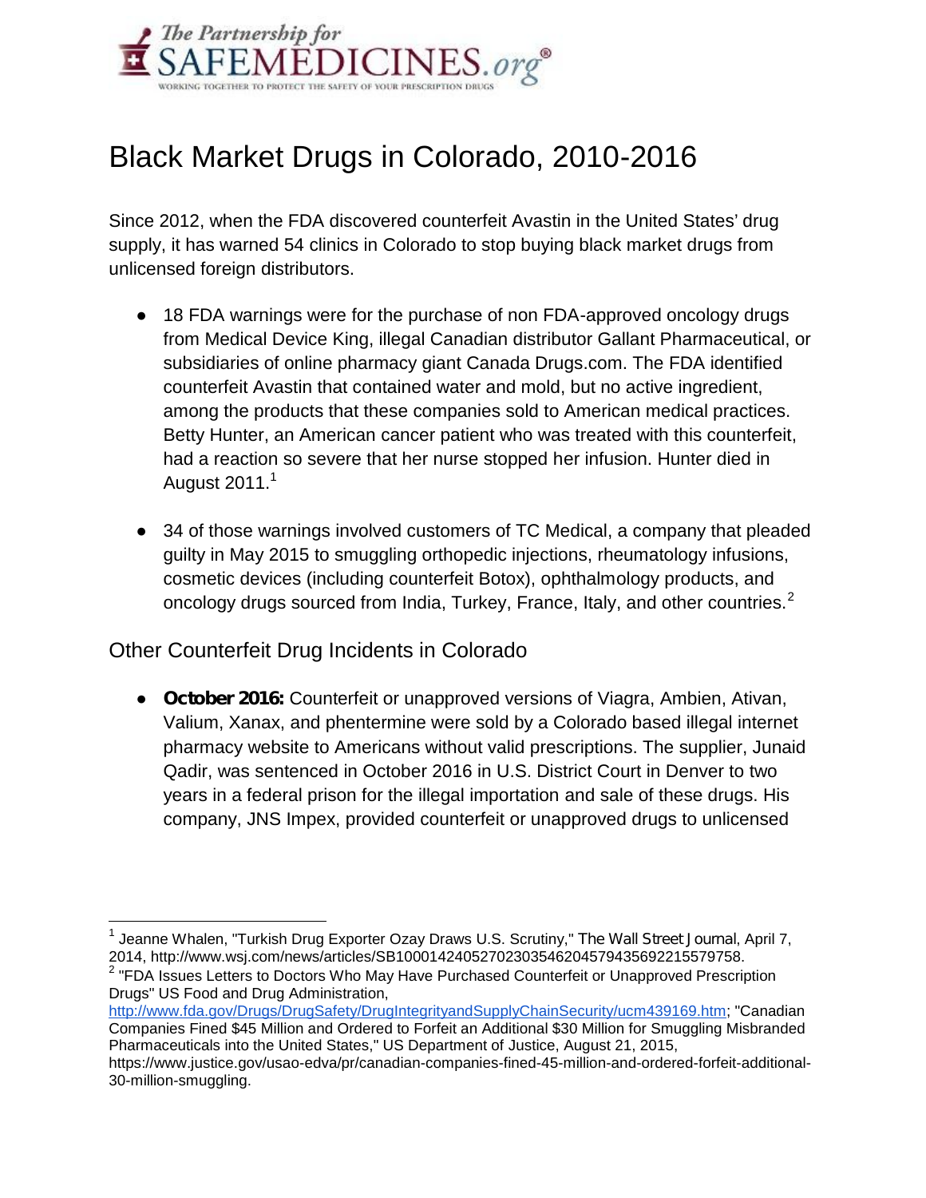The Partnership for SAFEMEDICINES.org®

WORKING TOGETHER TO PROTECT THE SAFETY OF YOUR PRESCRIPTION DRUGS

# Black Market Drugs in Colorado, 2010-2016

Since 2012, when the FDA discovered counterfeit Avastin in the United States' drug supply, it has warned 54 clinics in Colorado to stop buying black market drugs from unlicensed foreign distributors.

- 18 FDA warnings were for the purchase of non FDA-approved oncology drugs from Medical Device King, illegal Canadian distributor Gallant Pharmaceutical, or subsidiaries of online pharmacy giant Canada Drugs.com. The FDA identified counterfeit Avastin that contained water and mold, but no active ingredient, among the products that these companies sold to American medical practices. Betty Hunter, an American cancer patient who was treated with this counterfeit, had a reaction so severe that her nurse stopped her infusion. Hunter died in August 2011.[1]

- 34 of those warnings involved customers of TC Medical, a company that pleaded guilty in May 2015 to smuggling orthopedic injections, rheumatology infusions, cosmetic devices (including counterfeit Botox), ophthalmology products, and oncology drugs sourced from India, Turkey, France, Italy, and other countries.[2]

## Other Counterfeit Drug Incidents in Colorado

- **October 2016:** Counterfeit or unapproved versions of Viagra, Ambien, Ativan, Valium, Xanax, and phentermine were sold by a Colorado based illegal internet pharmacy website to Americans without valid prescriptions. The supplier, Junaid Qadir, was sentenced in October 2016 in U.S. District Court in Denver to two years in a federal prison for the illegal importation and sale of these drugs. His company, JNS Impex, provided counterfeit or unapproved drugs to unlicensed

---

[1] Jeanne Whalen, "Turkish Drug Exporter Ozay Draws U.S. Scrutiny," *The Wall Street Journal*, April 7, 2014, http://www.wsj.com/news/articles/SB10001424052702303546204579435692215579758.

[2] "FDA Issues Letters to Doctors Who May Have Purchased Counterfeit or Unapproved Prescription Drugs" US Food and Drug Administration, http://www.fda.gov/Drugs/DrugSafety/DrugIntegrityandSupplyChainSecurity/ucm439169.htm; "Canadian Companies Fined $45 Million and Ordered to Forfeit an Additional $30 Million for Smuggling Misbranded Pharmaceuticals into the United States," US Department of Justice, August 21, 2015, https://www.justice.gov/usao-edva/pr/canadian-companies-fined-45-million-and-ordered-forfeit-additional-30-million-smuggling.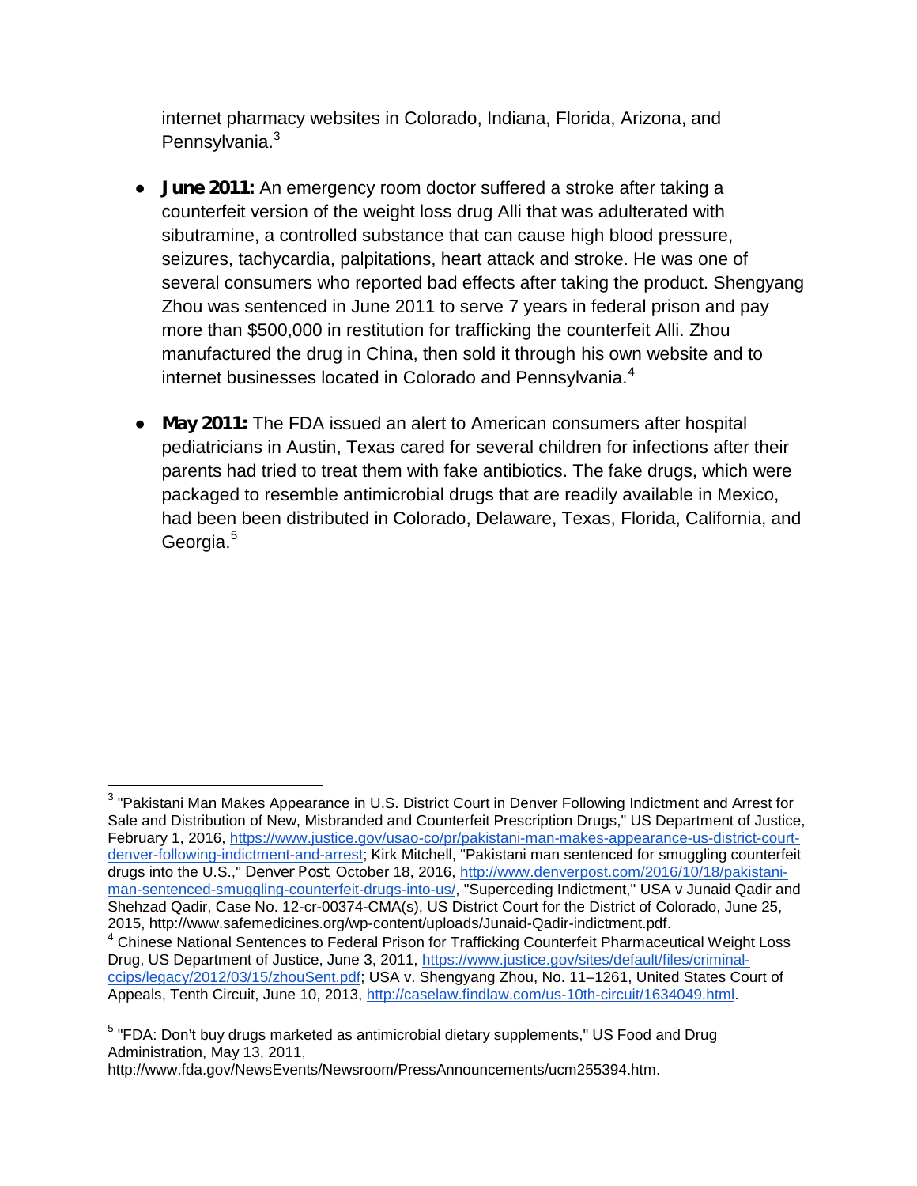internet pharmacy websites in Colorado, Indiana, Florida, Arizona, and Pennsylvania.[3]

- **June 2011:** An emergency room doctor suffered a stroke after taking a counterfeit version of the weight loss drug Alli that was adulterated with sibutramine, a controlled substance that can cause high blood pressure, seizures, tachycardia, palpitations, heart attack and stroke. He was one of several consumers who reported bad effects after taking the product. Shengyang Zhou was sentenced in June 2011 to serve 7 years in federal prison and pay more than $500,000 in restitution for trafficking the counterfeit Alli. Zhou manufactured the drug in China, then sold it through his own website and to internet businesses located in Colorado and Pennsylvania.[4]

- **May 2011:** The FDA issued an alert to American consumers after hospital pediatricians in Austin, Texas cared for several children for infections after their parents had tried to treat them with fake antibiotics. The fake drugs, which were packaged to resemble antimicrobial drugs that are readily available in Mexico, had been been distributed in Colorado, Delaware, Texas, Florida, California, and Georgia.[5]

---

[3] "Pakistani Man Makes Appearance in U.S. District Court in Denver Following Indictment and Arrest for Sale and Distribution of New, Misbranded and Counterfeit Prescription Drugs," US Department of Justice, February 1, 2016, https://www.justice.gov/usao-co/pr/pakistani-man-makes-appearance-us-district-court-denver-following-indictment-and-arrest; Kirk Mitchell, "Pakistani man sentenced for smuggling counterfeit drugs into the U.S.," *Denver Post*, October 18, 2016, http://www.denverpost.com/2016/10/18/pakistani-man-sentenced-smuggling-counterfeit-drugs-into-us/, "Superceding Indictment," USA v Junaid Qadir and Shehzad Qadir, Case No. 12-cr-00374-CMA(s), US District Court for the District of Colorado, June 25, 2015, http://www.safemedicines.org/wp-content/uploads/Junaid-Qadir-indictment.pdf.

[4] Chinese National Sentences to Federal Prison for Trafficking Counterfeit Pharmaceutical Weight Loss Drug, US Department of Justice, June 3, 2011, https://www.justice.gov/sites/default/files/criminal-ccips/legacy/2012/03/15/zhouSent.pdf; USA v. Shengyang Zhou, No. 11–1261, United States Court of Appeals, Tenth Circuit, June 10, 2013, http://caselaw.findlaw.com/us-10th-circuit/1634049.html.

[5] "FDA: Don't buy drugs marketed as antimicrobial dietary supplements," US Food and Drug Administration, May 13, 2011, http://www.fda.gov/NewsEvents/Newsroom/PressAnnouncements/ucm255394.htm.